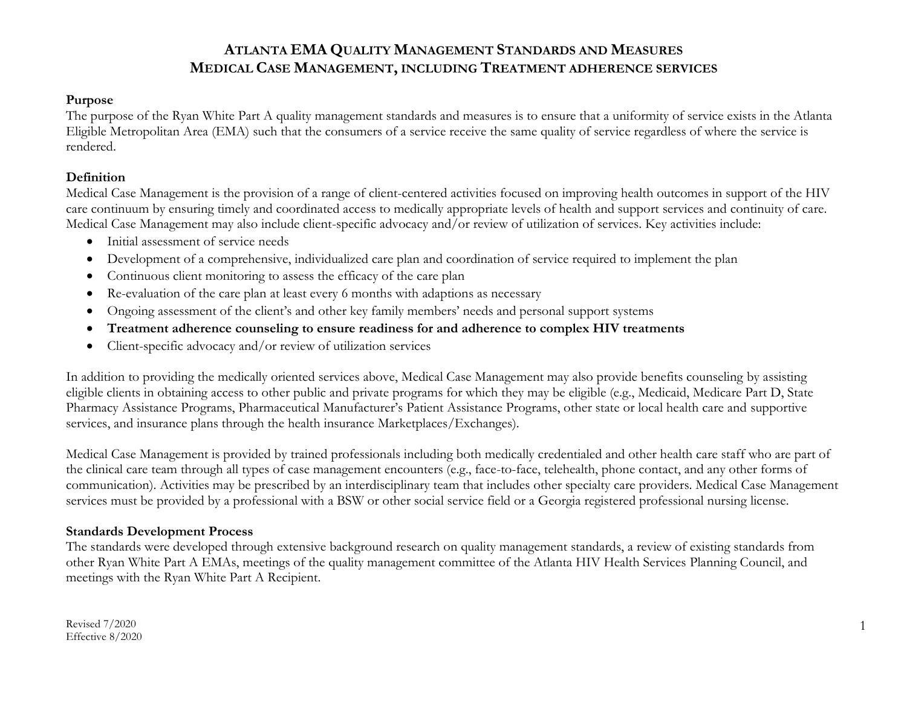# Atlanta EMA Quality Management Standards and Measures
# Medical Case Management, including Treatment adherence services

## Purpose

The purpose of the Ryan White Part A quality management standards and measures is to ensure that a uniformity of service exists in the Atlanta Eligible Metropolitan Area (EMA) such that the consumers of a service receive the same quality of service regardless of where the service is rendered.

## Definition

Medical Case Management is the provision of a range of client-centered activities focused on improving health outcomes in support of the HIV care continuum by ensuring timely and coordinated access to medically appropriate levels of health and support services and continuity of care. Medical Case Management may also include client-specific advocacy and/or review of utilization of services. Key activities include:

- Initial assessment of service needs
- Development of a comprehensive, individualized care plan and coordination of service required to implement the plan
- Continuous client monitoring to assess the efficacy of the care plan
- Re-evaluation of the care plan at least every 6 months with adaptions as necessary
- Ongoing assessment of the client's and other key family members' needs and personal support systems
- **Treatment adherence counseling to ensure readiness for and adherence to complex HIV treatments**
- Client-specific advocacy and/or review of utilization services

In addition to providing the medically oriented services above, Medical Case Management may also provide benefits counseling by assisting eligible clients in obtaining access to other public and private programs for which they may be eligible (e.g., Medicaid, Medicare Part D, State Pharmacy Assistance Programs, Pharmaceutical Manufacturer's Patient Assistance Programs, other state or local health care and supportive services, and insurance plans through the health insurance Marketplaces/Exchanges).

Medical Case Management is provided by trained professionals including both medically credentialed and other health care staff who are part of the clinical care team through all types of case management encounters (e.g., face-to-face, telehealth, phone contact, and any other forms of communication). Activities may be prescribed by an interdisciplinary team that includes other specialty care providers. Medical Case Management services must be provided by a professional with a BSW or other social service field or a Georgia registered professional nursing license.

## Standards Development Process

The standards were developed through extensive background research on quality management standards, a review of existing standards from other Ryan White Part A EMAs, meetings of the quality management committee of the Atlanta HIV Health Services Planning Council, and meetings with the Ryan White Part A Recipient.

Revised 7/2020
Effective 8/2020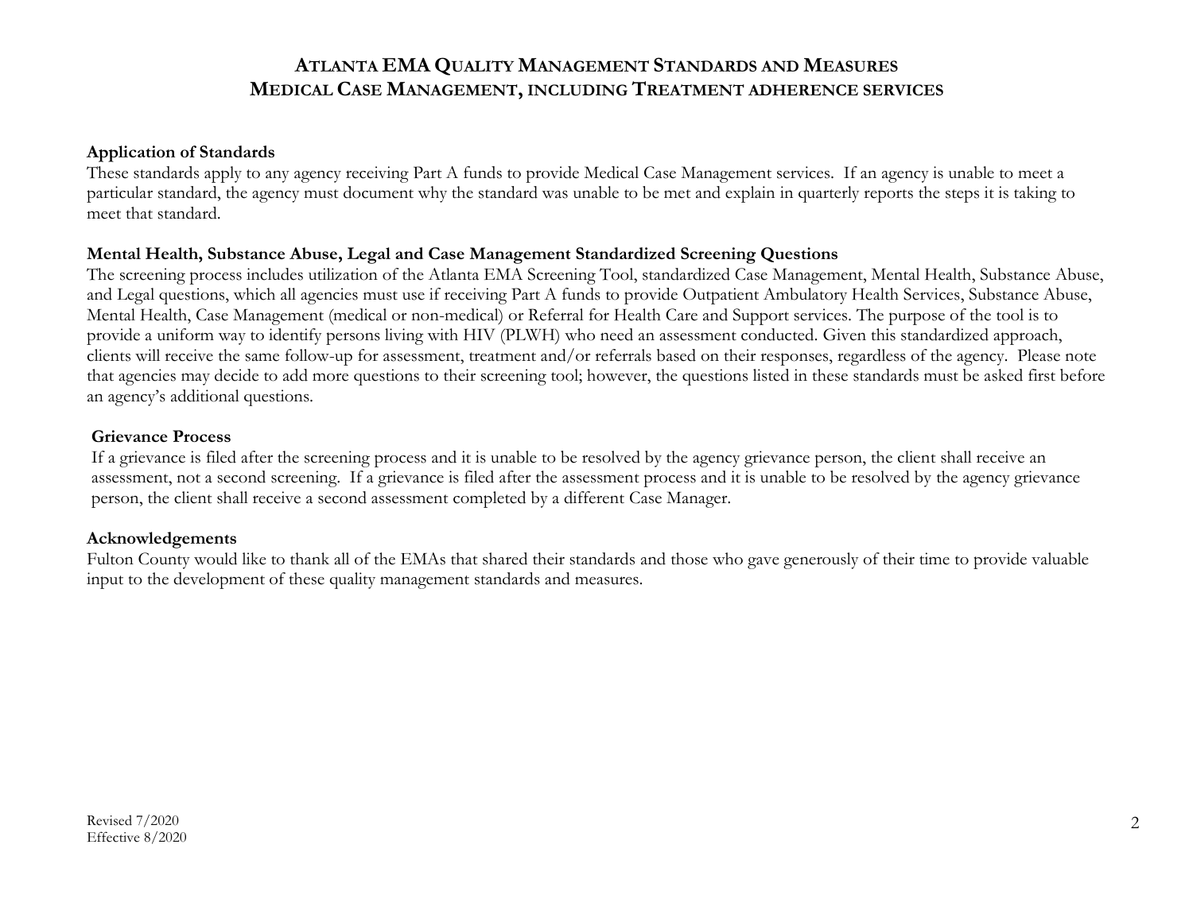# ATLANTA EMA QUALITY MANAGEMENT STANDARDS AND MEASURES
# MEDICAL CASE MANAGEMENT, INCLUDING TREATMENT ADHERENCE SERVICES

**Application of Standards**

These standards apply to any agency receiving Part A funds to provide Medical Case Management services. If an agency is unable to meet a particular standard, the agency must document why the standard was unable to be met and explain in quarterly reports the steps it is taking to meet that standard.

**Mental Health, Substance Abuse, Legal and Case Management Standardized Screening Questions**

The screening process includes utilization of the Atlanta EMA Screening Tool, standardized Case Management, Mental Health, Substance Abuse, and Legal questions, which all agencies must use if receiving Part A funds to provide Outpatient Ambulatory Health Services, Substance Abuse, Mental Health, Case Management (medical or non-medical) or Referral for Health Care and Support services. The purpose of the tool is to provide a uniform way to identify persons living with HIV (PLWH) who need an assessment conducted. Given this standardized approach, clients will receive the same follow-up for assessment, treatment and/or referrals based on their responses, regardless of the agency. Please note that agencies may decide to add more questions to their screening tool; however, the questions listed in these standards must be asked first before an agency's additional questions.

**Grievance Process**

If a grievance is filed after the screening process and it is unable to be resolved by the agency grievance person, the client shall receive an assessment, not a second screening. If a grievance is filed after the assessment process and it is unable to be resolved by the agency grievance person, the client shall receive a second assessment completed by a different Case Manager.

**Acknowledgements**

Fulton County would like to thank all of the EMAs that shared their standards and those who gave generously of their time to provide valuable input to the development of these quality management standards and measures.

Revised 7/2020
Effective 8/2020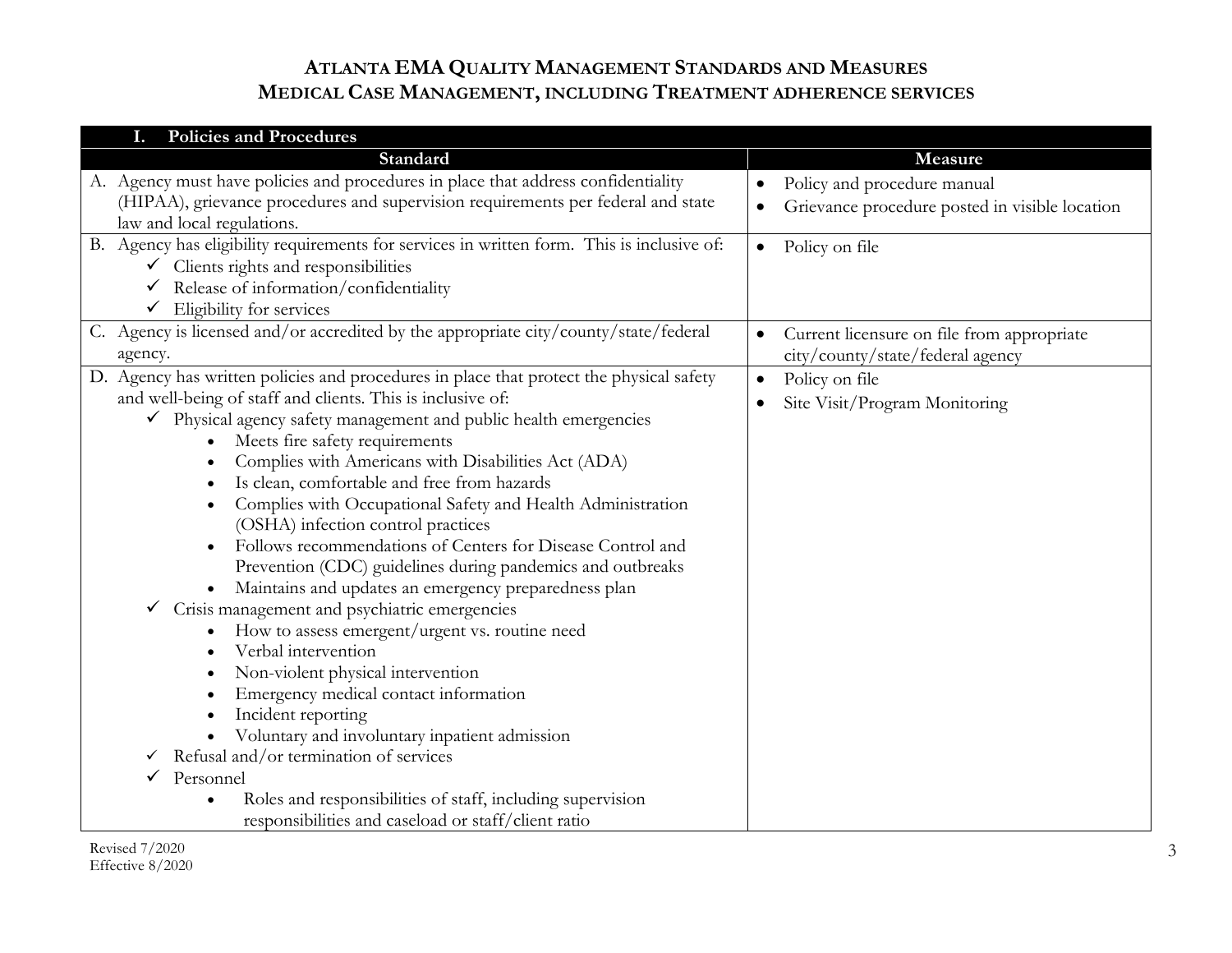# Atlanta EMA Quality Management Standards and Measures
## Medical Case Management, including Treatment adherence services

| I. Policies and Procedures | |
|---|---|
| **Standard** | **Measure** |
| A. Agency must have policies and procedures in place that address confidentiality (HIPAA), grievance procedures and supervision requirements per federal and state law and local regulations. | • Policy and procedure manual<br>• Grievance procedure posted in visible location |
| B. Agency has eligibility requirements for services in written form. This is inclusive of:<br>✓ Clients rights and responsibilities<br>✓ Release of information/confidentiality<br>✓ Eligibility for services | • Policy on file |
| C. Agency is licensed and/or accredited by the appropriate city/county/state/federal agency. | • Current licensure on file from appropriate city/county/state/federal agency |
| D. Agency has written policies and procedures in place that protect the physical safety and well-being of staff and clients. This is inclusive of:<br>✓ Physical agency safety management and public health emergencies<br>• Meets fire safety requirements<br>• Complies with Americans with Disabilities Act (ADA)<br>• Is clean, comfortable and free from hazards<br>• Complies with Occupational Safety and Health Administration (OSHA) infection control practices<br>• Follows recommendations of Centers for Disease Control and Prevention (CDC) guidelines during pandemics and outbreaks<br>• Maintains and updates an emergency preparedness plan<br>✓ Crisis management and psychiatric emergencies<br>• How to assess emergent/urgent vs. routine need<br>• Verbal intervention<br>• Non-violent physical intervention<br>• Emergency medical contact information<br>• Incident reporting<br>• Voluntary and involuntary inpatient admission<br>✓ Refusal and/or termination of services<br>✓ Personnel<br>• Roles and responsibilities of staff, including supervision responsibilities and caseload or staff/client ratio | • Policy on file<br>• Site Visit/Program Monitoring |

Revised 7/2020
Effective 8/2020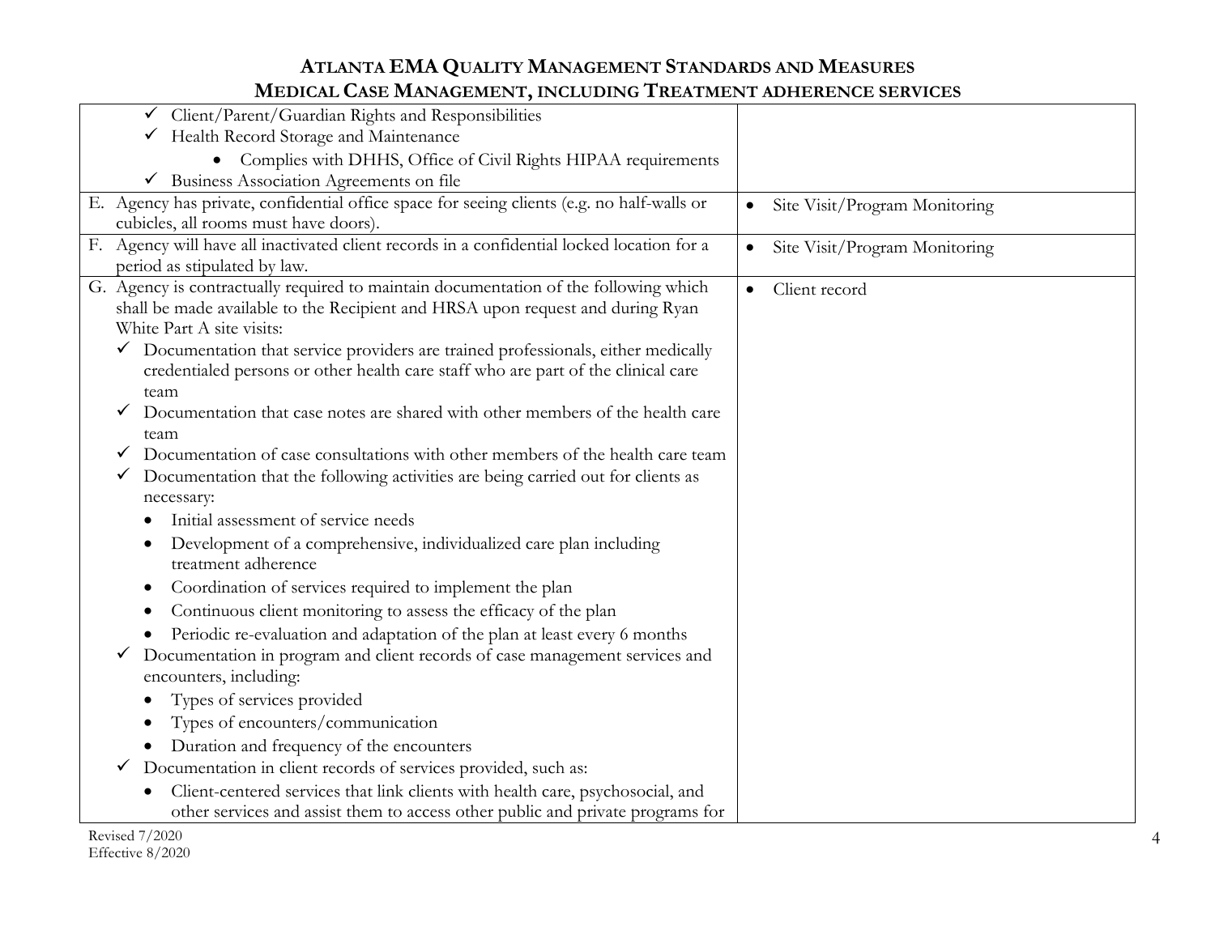| | |
|---|---|
| ✓ Client/Parent/Guardian Rights and Responsibilities<br>✓ Health Record Storage and Maintenance<br>• Complies with DHHS, Office of Civil Rights HIPAA requirements<br>✓ Business Association Agreements on file | |
| E. Agency has private, confidential office space for seeing clients (e.g. no half-walls or cubicles, all rooms must have doors). | • Site Visit/Program Monitoring |
| F. Agency will have all inactivated client records in a confidential locked location for a period as stipulated by law. | • Site Visit/Program Monitoring |
| G. Agency is contractually required to maintain documentation of the following which shall be made available to the Recipient and HRSA upon request and during Ryan White Part A site visits:<br>✓ Documentation that service providers are trained professionals, either medically credentialed persons or other health care staff who are part of the clinical care team<br>✓ Documentation that case notes are shared with other members of the health care team<br>✓ Documentation of case consultations with other members of the health care team<br>✓ Documentation that the following activities are being carried out for clients as necessary:<br>• Initial assessment of service needs<br>• Development of a comprehensive, individualized care plan including treatment adherence<br>• Coordination of services required to implement the plan<br>• Continuous client monitoring to assess the efficacy of the plan<br>• Periodic re-evaluation and adaptation of the plan at least every 6 months<br>✓ Documentation in program and client records of case management services and encounters, including:<br>• Types of services provided<br>• Types of encounters/communication<br>• Duration and frequency of the encounters<br>✓ Documentation in client records of services provided, such as:<br>• Client-centered services that link clients with health care, psychosocial, and other services and assist them to access other public and private programs for | • Client record |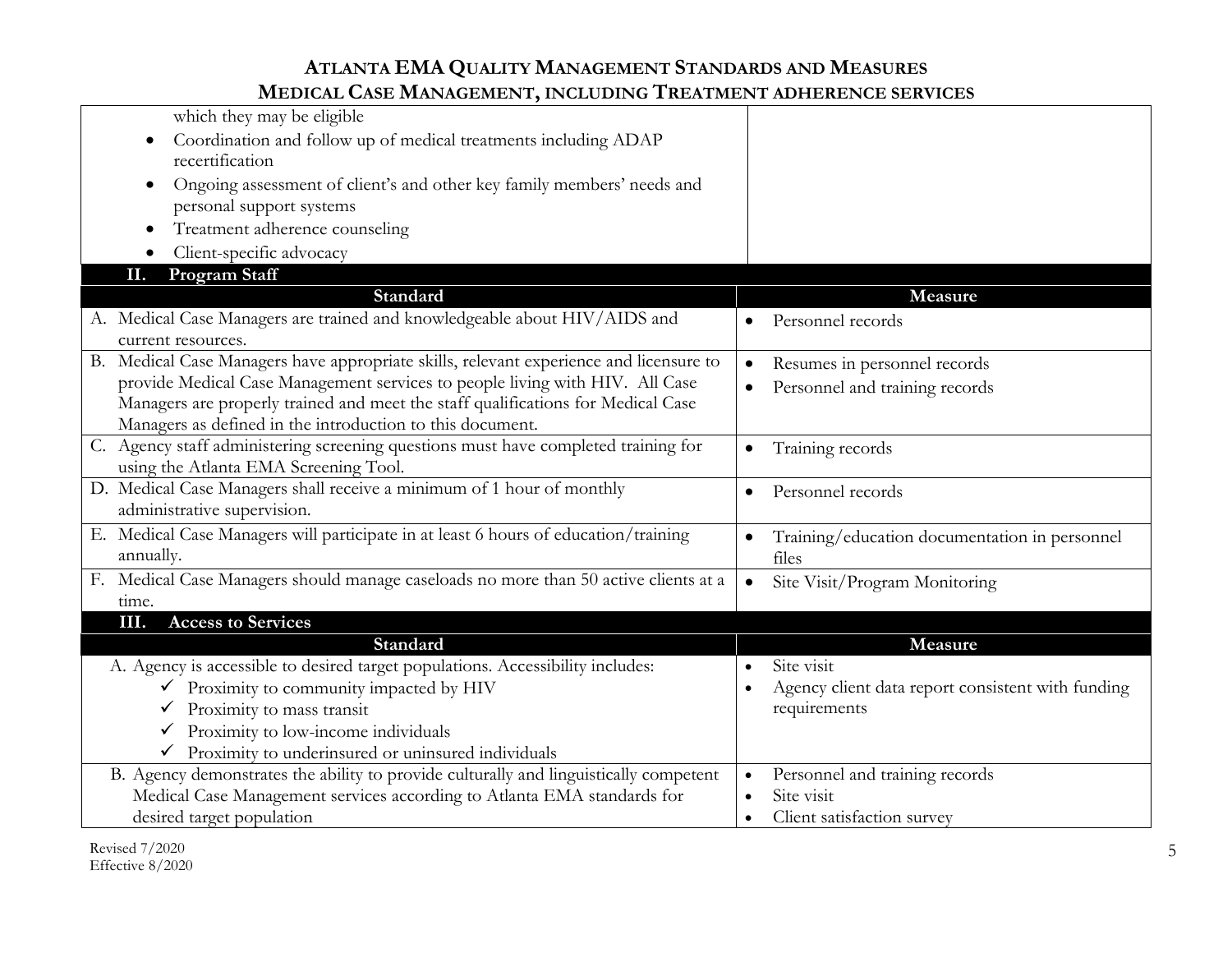| | |
|---|---|
| which they may be eligible<br>• Coordination and follow up of medical treatments including ADAP recertification<br>• Ongoing assessment of client's and other key family members' needs and personal support systems<br>• Treatment adherence counseling<br>• Client-specific advocacy | |

## II. Program Staff

| Standard | Measure |
|---|---|
| A. Medical Case Managers are trained and knowledgeable about HIV/AIDS and current resources. | • Personnel records |
| B. Medical Case Managers have appropriate skills, relevant experience and licensure to provide Medical Case Management services to people living with HIV. All Case Managers are properly trained and meet the staff qualifications for Medical Case Managers as defined in the introduction to this document. | • Resumes in personnel records<br>• Personnel and training records |
| C. Agency staff administering screening questions must have completed training for using the Atlanta EMA Screening Tool. | • Training records |
| D. Medical Case Managers shall receive a minimum of 1 hour of monthly administrative supervision. | • Personnel records |
| E. Medical Case Managers will participate in at least 6 hours of education/training annually. | • Training/education documentation in personnel files |
| F. Medical Case Managers should manage caseloads no more than 50 active clients at a time. | • Site Visit/Program Monitoring |

## III. Access to Services

| Standard | Measure |
|---|---|
| A. Agency is accessible to desired target populations. Accessibility includes:<br>✓ Proximity to community impacted by HIV<br>✓ Proximity to mass transit<br>✓ Proximity to low-income individuals<br>✓ Proximity to underinsured or uninsured individuals | • Site visit<br>• Agency client data report consistent with funding requirements |
| B. Agency demonstrates the ability to provide culturally and linguistically competent Medical Case Management services according to Atlanta EMA standards for desired target population | • Personnel and training records<br>• Site visit<br>• Client satisfaction survey |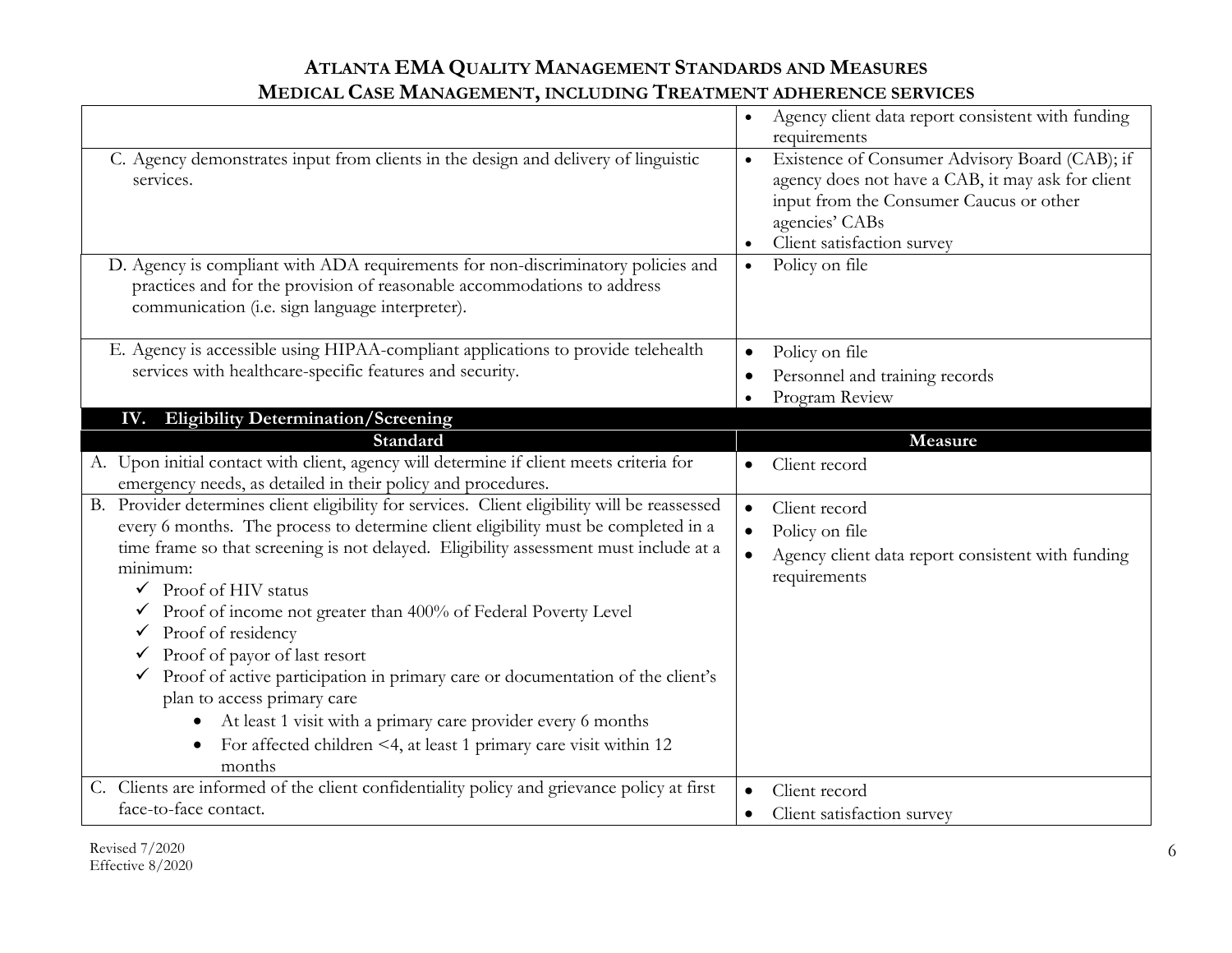| | |
|---|---|
| | • Agency client data report consistent with funding requirements |
| C. Agency demonstrates input from clients in the design and delivery of linguistic services. | • Existence of Consumer Advisory Board (CAB); if agency does not have a CAB, it may ask for client input from the Consumer Caucus or other agencies' CABs<br>• Client satisfaction survey |
| D. Agency is compliant with ADA requirements for non-discriminatory policies and practices and for the provision of reasonable accommodations to address communication (i.e. sign language interpreter). | • Policy on file |
| E. Agency is accessible using HIPAA-compliant applications to provide telehealth services with healthcare-specific features and security. | • Policy on file<br>• Personnel and training records<br>• Program Review |

## IV. Eligibility Determination/Screening

| Standard | Measure |
|---|---|
| A. Upon initial contact with client, agency will determine if client meets criteria for emergency needs, as detailed in their policy and procedures. | • Client record |
| B. Provider determines client eligibility for services. Client eligibility will be reassessed every 6 months. The process to determine client eligibility must be completed in a time frame so that screening is not delayed. Eligibility assessment must include at a minimum:<br>✓ Proof of HIV status<br>✓ Proof of income not greater than 400% of Federal Poverty Level<br>✓ Proof of residency<br>✓ Proof of payor of last resort<br>✓ Proof of active participation in primary care or documentation of the client's plan to access primary care<br>• At least 1 visit with a primary care provider every 6 months<br>• For affected children <4, at least 1 primary care visit within 12 months | • Client record<br>• Policy on file<br>• Agency client data report consistent with funding requirements |
| C. Clients are informed of the client confidentiality policy and grievance policy at first face-to-face contact. | • Client record<br>• Client satisfaction survey |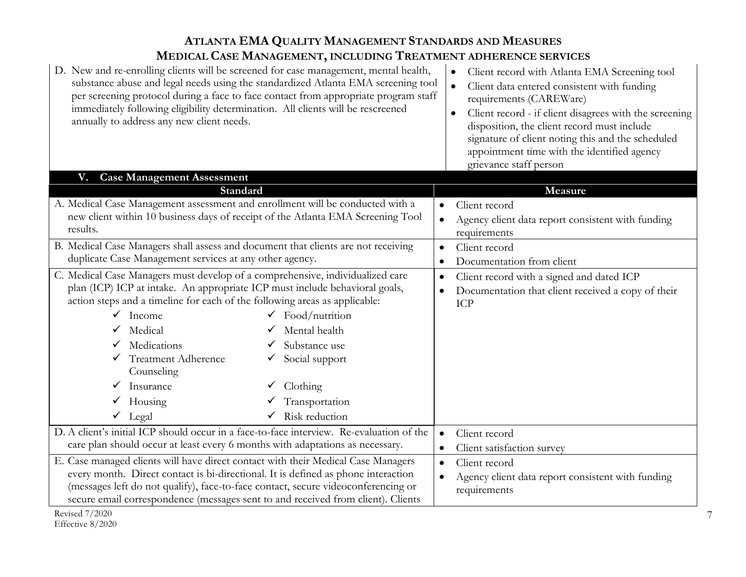| | |
|---|---|
| D. New and re-enrolling clients will be screened for case management, mental health, substance abuse and legal needs using the standardized Atlanta EMA screening tool per screening protocol during a face to face contact from appropriate program staff immediately following eligibility determination. All clients will be rescreened annually to address any new client needs. | • Client record with Atlanta EMA Screening tool<br>• Client data entered consistent with funding requirements (CAREWare)<br>• Client record - if client disagrees with the screening disposition, the client record must include signature of client noting this and the scheduled appointment time with the identified agency grievance staff person |

## V. Case Management Assessment

| Standard | Measure |
|---|---|
| A. Medical Case Management assessment and enrollment will be conducted with a new client within 10 business days of receipt of the Atlanta EMA Screening Tool results. | • Client record<br>• Agency client data report consistent with funding requirements |
| B. Medical Case Managers shall assess and document that clients are not receiving duplicate Case Management services at any other agency. | • Client record<br>• Documentation from client |
| C. Medical Case Managers must develop of a comprehensive, individualized care plan (ICP) ICP at intake. An appropriate ICP must include behavioral goals, action steps and a timeline for each of the following areas as applicable:<br>✓ Income ✓ Food/nutrition<br>✓ Medical ✓ Mental health<br>✓ Medications ✓ Substance use<br>✓ Treatment Adherence Counseling ✓ Social support<br>✓ Insurance ✓ Clothing<br>✓ Housing ✓ Transportation<br>✓ Legal ✓ Risk reduction | • Client record with a signed and dated ICP<br>• Documentation that client received a copy of their ICP |
| D. A client's initial ICP should occur in a face-to-face interview. Re-evaluation of the care plan should occur at least every 6 months with adaptations as necessary. | • Client record<br>• Client satisfaction survey |
| E. Case managed clients will have direct contact with their Medical Case Managers every month. Direct contact is bi-directional. It is defined as phone interaction (messages left do not qualify), face-to-face contact, secure videoconferencing or secure email correspondence (messages sent to and received from client). Clients | • Client record<br>• Agency client data report consistent with funding requirements |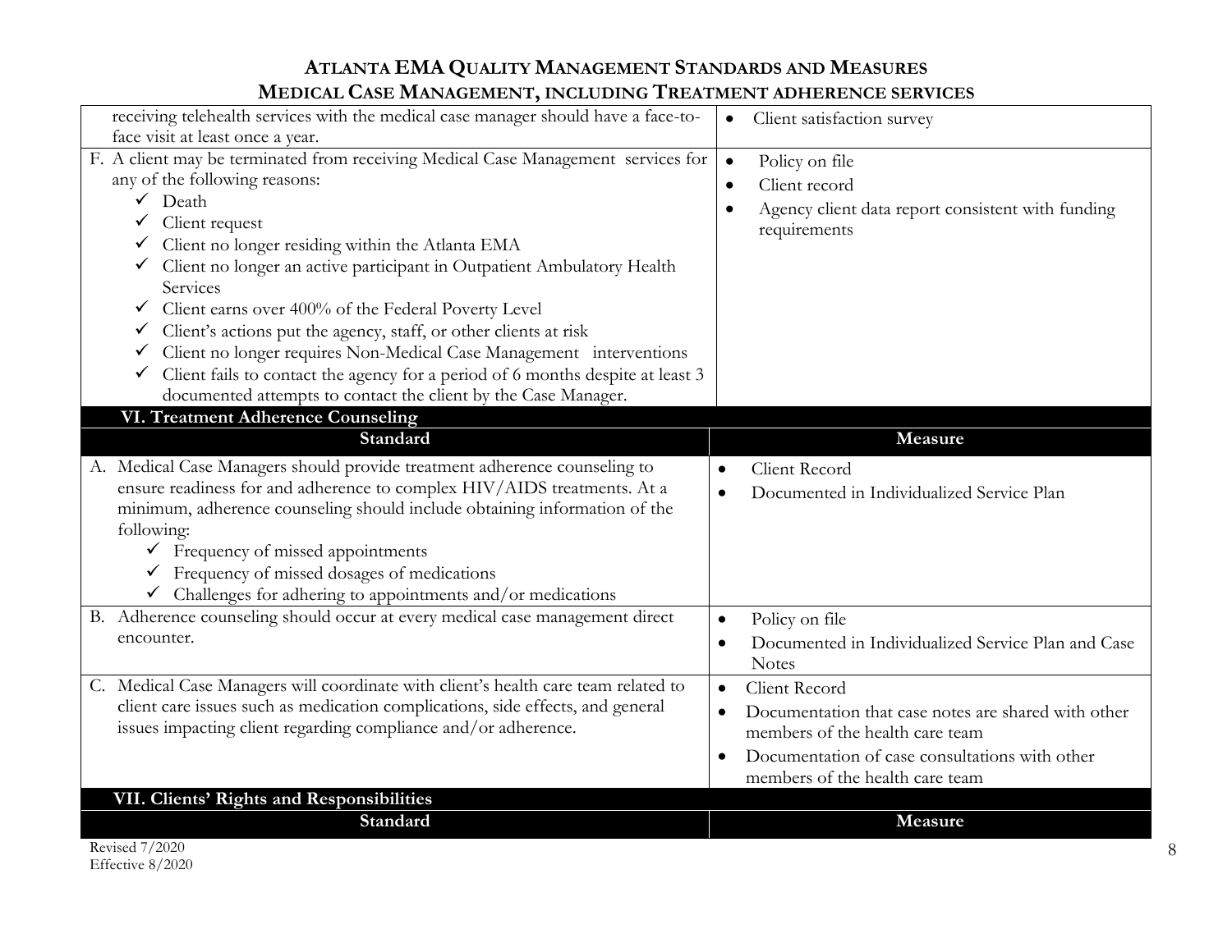| Standard | Measure |
|---|---|
| receiving telehealth services with the medical case manager should have a face-to-face visit at least once a year. | • Client satisfaction survey |
| F. A client may be terminated from receiving Medical Case Management services for any of the following reasons:<br>✓ Death<br>✓ Client request<br>✓ Client no longer residing within the Atlanta EMA<br>✓ Client no longer an active participant in Outpatient Ambulatory Health Services<br>✓ Client earns over 400% of the Federal Poverty Level<br>✓ Client's actions put the agency, staff, or other clients at risk<br>✓ Client no longer requires Non-Medical Case Management interventions<br>✓ Client fails to contact the agency for a period of 6 months despite at least 3 documented attempts to contact the client by the Case Manager. | • Policy on file<br>• Client record<br>• Agency client data report consistent with funding requirements |

**VI. Treatment Adherence Counseling**

| Standard | Measure |
|---|---|
| A. Medical Case Managers should provide treatment adherence counseling to ensure readiness for and adherence to complex HIV/AIDS treatments. At a minimum, adherence counseling should include obtaining information of the following:<br>✓ Frequency of missed appointments<br>✓ Frequency of missed dosages of medications<br>✓ Challenges for adhering to appointments and/or medications | • Client Record<br>• Documented in Individualized Service Plan |
| B. Adherence counseling should occur at every medical case management direct encounter. | • Policy on file<br>• Documented in Individualized Service Plan and Case Notes |
| C. Medical Case Managers will coordinate with client's health care team related to client care issues such as medication complications, side effects, and general issues impacting client regarding compliance and/or adherence. | • Client Record<br>• Documentation that case notes are shared with other members of the health care team<br>• Documentation of case consultations with other members of the health care team |

**VII. Clients' Rights and Responsibilities**

| Standard | Measure |
|---|---|

Revised 7/2020
Effective 8/2020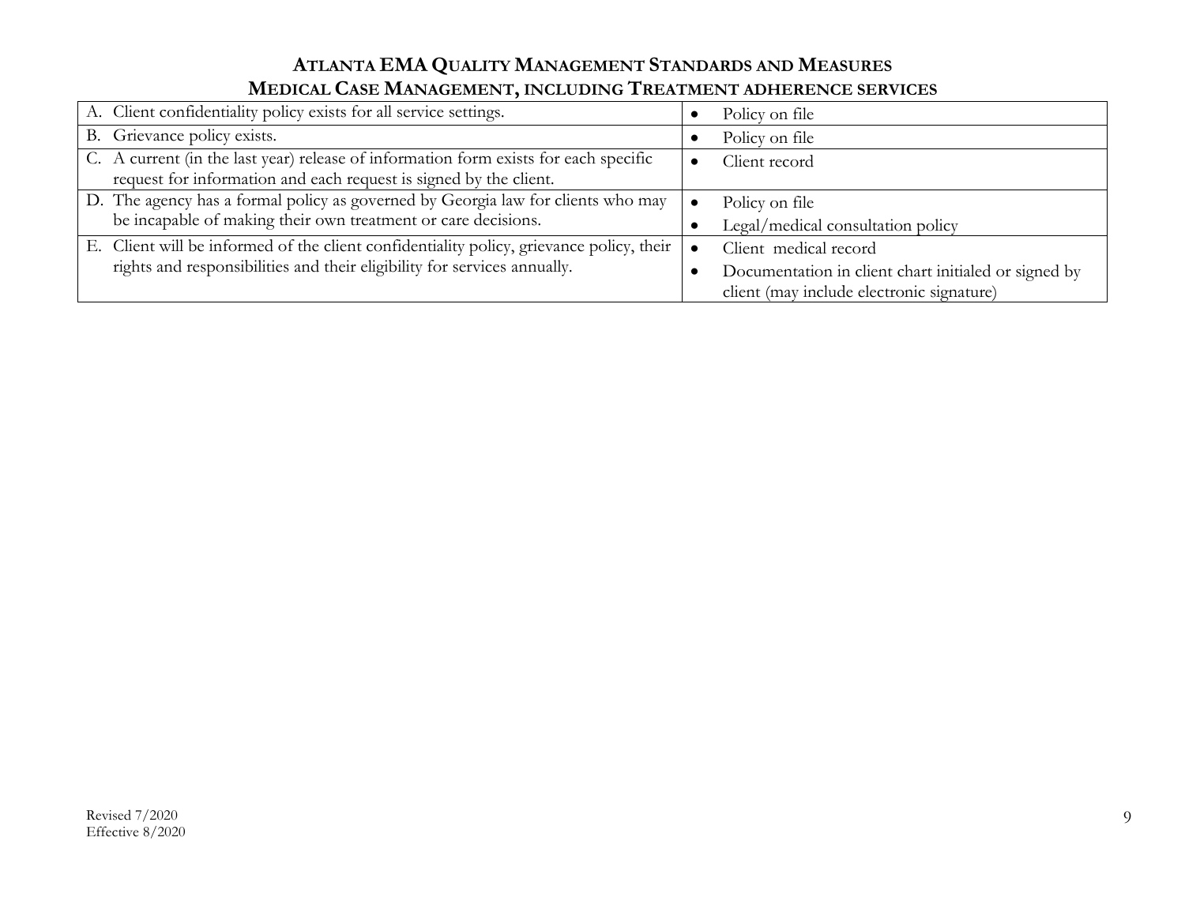| | |
|---|---|
| A. Client confidentiality policy exists for all service settings. | • Policy on file |
| B. Grievance policy exists. | • Policy on file |
| C. A current (in the last year) release of information form exists for each specific request for information and each request is signed by the client. | • Client record |
| D. The agency has a formal policy as governed by Georgia law for clients who may be incapable of making their own treatment or care decisions. | • Policy on file<br>• Legal/medical consultation policy |
| E. Client will be informed of the client confidentiality policy, grievance policy, their rights and responsibilities and their eligibility for services annually. | • Client medical record<br>• Documentation in client chart initialed or signed by client (may include electronic signature) |

Revised 7/2020
Effective 8/2020